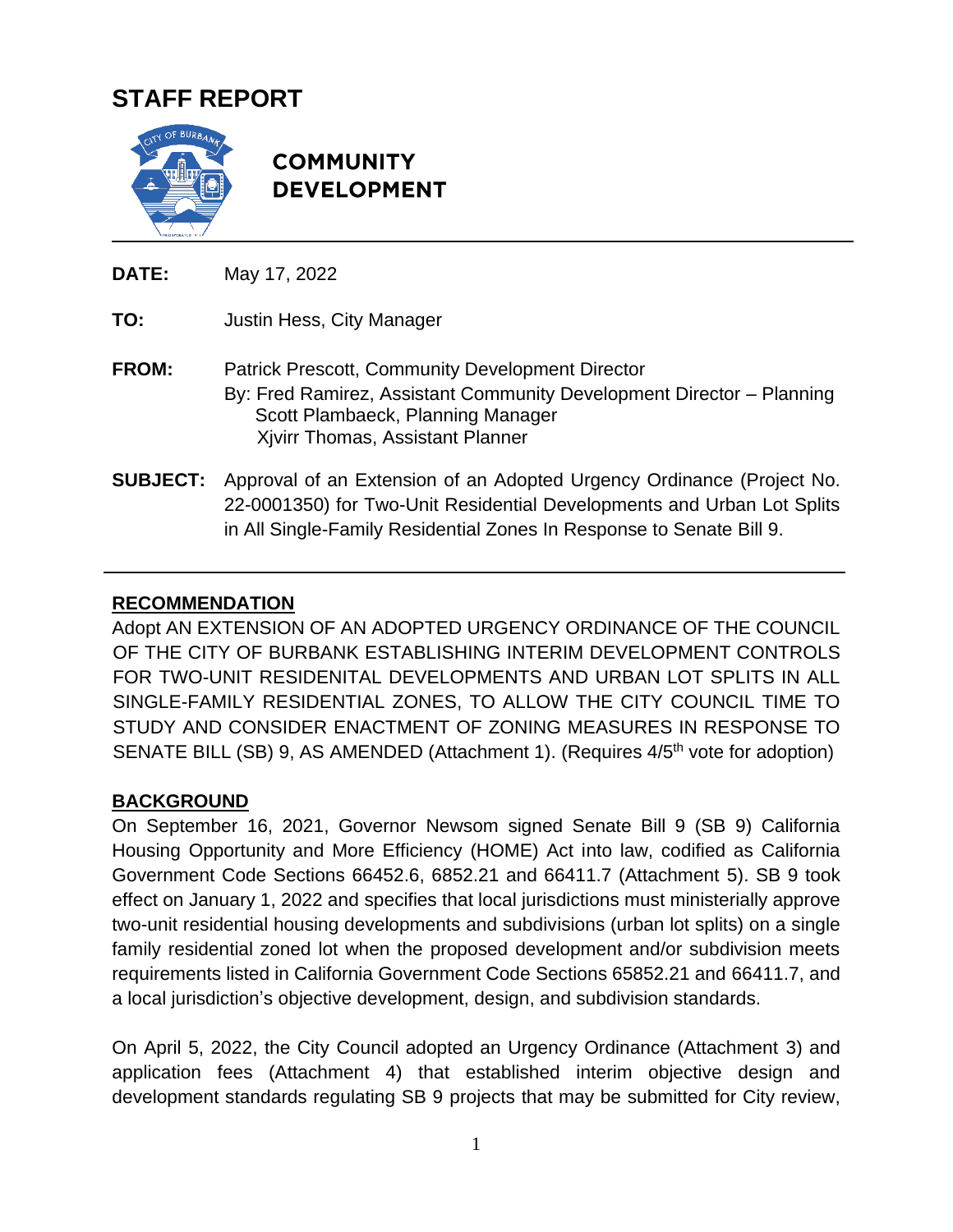# STAFF REPORT

**COMMUNITY DEVELOPMENT**

**DATE:** May 17, 2022

**TO:** Justin Hess, City Manager

**FROM:** Patrick Prescott, Community Development Director
By: Fred Ramirez, Assistant Community Development Director – Planning
Scott Plambaeck, Planning Manager
Xjvirr Thomas, Assistant Planner

**SUBJECT:** Approval of an Extension of an Adopted Urgency Ordinance (Project No. 22-0001350) for Two-Unit Residential Developments and Urban Lot Splits in All Single-Family Residential Zones In Response to Senate Bill 9.

## RECOMMENDATION

Adopt AN EXTENSION OF AN ADOPTED URGENCY ORDINANCE OF THE COUNCIL OF THE CITY OF BURBANK ESTABLISHING INTERIM DEVELOPMENT CONTROLS FOR TWO-UNIT RESIDENITAL DEVELOPMENTS AND URBAN LOT SPLITS IN ALL SINGLE-FAMILY RESIDENTIAL ZONES, TO ALLOW THE CITY COUNCIL TIME TO STUDY AND CONSIDER ENACTMENT OF ZONING MEASURES IN RESPONSE TO SENATE BILL (SB) 9, AS AMENDED (Attachment 1). (Requires 4/5th vote for adoption)

## BACKGROUND

On September 16, 2021, Governor Newsom signed Senate Bill 9 (SB 9) California Housing Opportunity and More Efficiency (HOME) Act into law, codified as California Government Code Sections 66452.6, 6852.21 and 66411.7 (Attachment 5). SB 9 took effect on January 1, 2022 and specifies that local jurisdictions must ministerially approve two-unit residential housing developments and subdivisions (urban lot splits) on a single family residential zoned lot when the proposed development and/or subdivision meets requirements listed in California Government Code Sections 65852.21 and 66411.7, and a local jurisdiction's objective development, design, and subdivision standards.

On April 5, 2022, the City Council adopted an Urgency Ordinance (Attachment 3) and application fees (Attachment 4) that established interim objective design and development standards regulating SB 9 projects that may be submitted for City review,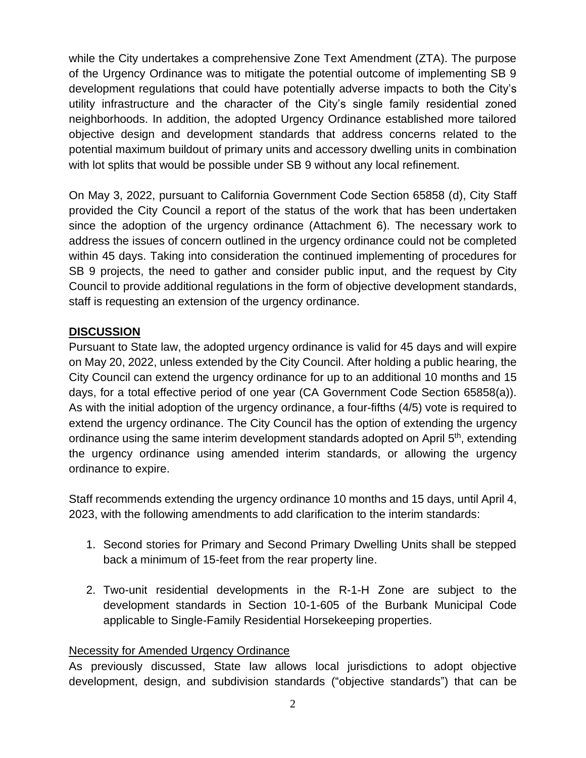while the City undertakes a comprehensive Zone Text Amendment (ZTA). The purpose of the Urgency Ordinance was to mitigate the potential outcome of implementing SB 9 development regulations that could have potentially adverse impacts to both the City's utility infrastructure and the character of the City's single family residential zoned neighborhoods. In addition, the adopted Urgency Ordinance established more tailored objective design and development standards that address concerns related to the potential maximum buildout of primary units and accessory dwelling units in combination with lot splits that would be possible under SB 9 without any local refinement.

On May 3, 2022, pursuant to California Government Code Section 65858 (d), City Staff provided the City Council a report of the status of the work that has been undertaken since the adoption of the urgency ordinance (Attachment 6). The necessary work to address the issues of concern outlined in the urgency ordinance could not be completed within 45 days. Taking into consideration the continued implementing of procedures for SB 9 projects, the need to gather and consider public input, and the request by City Council to provide additional regulations in the form of objective development standards, staff is requesting an extension of the urgency ordinance.

## DISCUSSION

Pursuant to State law, the adopted urgency ordinance is valid for 45 days and will expire on May 20, 2022, unless extended by the City Council. After holding a public hearing, the City Council can extend the urgency ordinance for up to an additional 10 months and 15 days, for a total effective period of one year (CA Government Code Section 65858(a)). As with the initial adoption of the urgency ordinance, a four-fifths (4/5) vote is required to extend the urgency ordinance. The City Council has the option of extending the urgency ordinance using the same interim development standards adopted on April 5th, extending the urgency ordinance using amended interim standards, or allowing the urgency ordinance to expire.

Staff recommends extending the urgency ordinance 10 months and 15 days, until April 4, 2023, with the following amendments to add clarification to the interim standards:

1. Second stories for Primary and Second Primary Dwelling Units shall be stepped back a minimum of 15-feet from the rear property line.

2. Two-unit residential developments in the R-1-H Zone are subject to the development standards in Section 10-1-605 of the Burbank Municipal Code applicable to Single-Family Residential Horsekeeping properties.

### Necessity for Amended Urgency Ordinance

As previously discussed, State law allows local jurisdictions to adopt objective development, design, and subdivision standards ("objective standards") that can be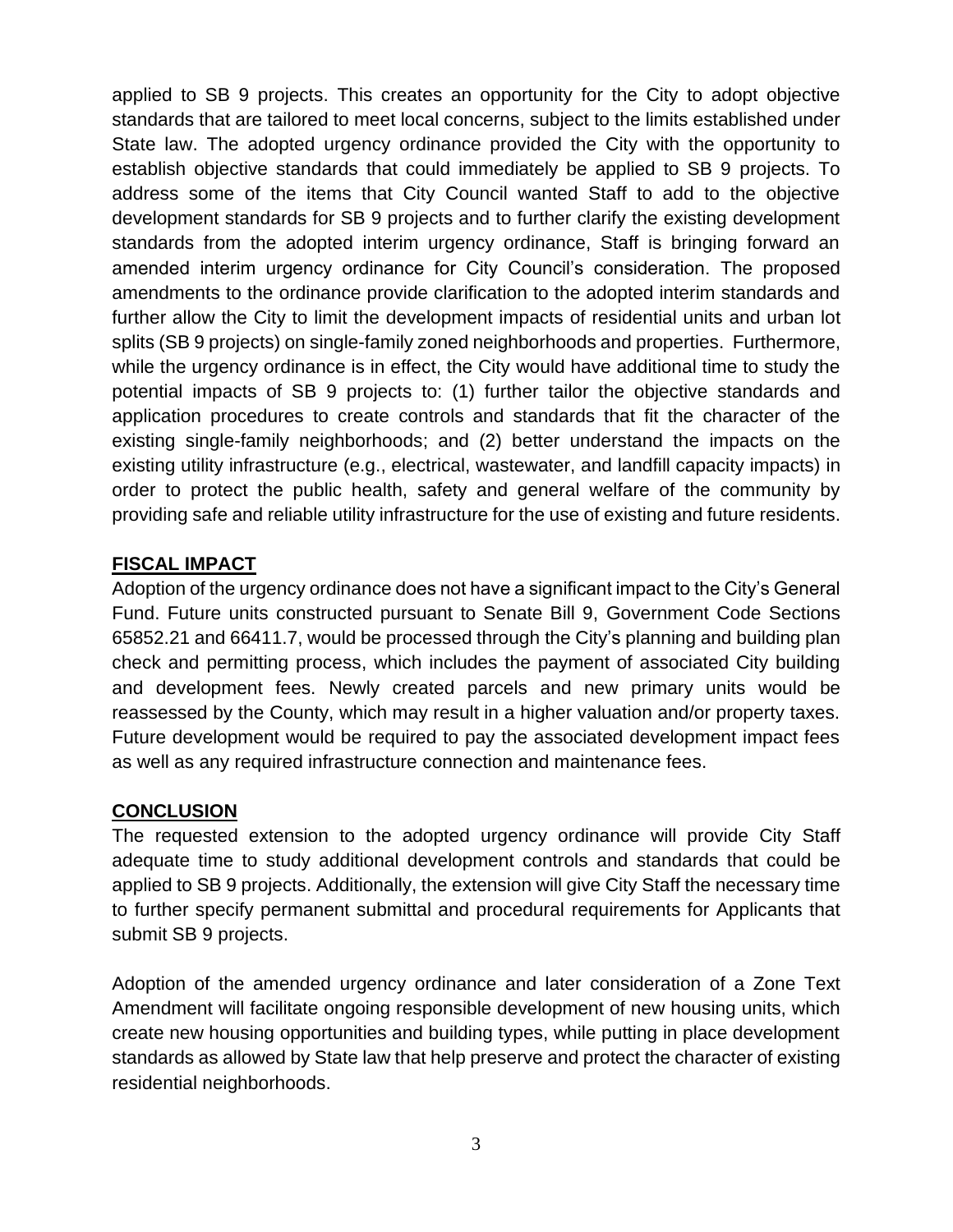applied to SB 9 projects. This creates an opportunity for the City to adopt objective standards that are tailored to meet local concerns, subject to the limits established under State law. The adopted urgency ordinance provided the City with the opportunity to establish objective standards that could immediately be applied to SB 9 projects. To address some of the items that City Council wanted Staff to add to the objective development standards for SB 9 projects and to further clarify the existing development standards from the adopted interim urgency ordinance, Staff is bringing forward an amended interim urgency ordinance for City Council's consideration. The proposed amendments to the ordinance provide clarification to the adopted interim standards and further allow the City to limit the development impacts of residential units and urban lot splits (SB 9 projects) on single-family zoned neighborhoods and properties. Furthermore, while the urgency ordinance is in effect, the City would have additional time to study the potential impacts of SB 9 projects to: (1) further tailor the objective standards and application procedures to create controls and standards that fit the character of the existing single-family neighborhoods; and (2) better understand the impacts on the existing utility infrastructure (e.g., electrical, wastewater, and landfill capacity impacts) in order to protect the public health, safety and general welfare of the community by providing safe and reliable utility infrastructure for the use of existing and future residents.

## FISCAL IMPACT

Adoption of the urgency ordinance does not have a significant impact to the City's General Fund. Future units constructed pursuant to Senate Bill 9, Government Code Sections 65852.21 and 66411.7, would be processed through the City's planning and building plan check and permitting process, which includes the payment of associated City building and development fees. Newly created parcels and new primary units would be reassessed by the County, which may result in a higher valuation and/or property taxes. Future development would be required to pay the associated development impact fees as well as any required infrastructure connection and maintenance fees.

## CONCLUSION

The requested extension to the adopted urgency ordinance will provide City Staff adequate time to study additional development controls and standards that could be applied to SB 9 projects. Additionally, the extension will give City Staff the necessary time to further specify permanent submittal and procedural requirements for Applicants that submit SB 9 projects.

Adoption of the amended urgency ordinance and later consideration of a Zone Text Amendment will facilitate ongoing responsible development of new housing units, which create new housing opportunities and building types, while putting in place development standards as allowed by State law that help preserve and protect the character of existing residential neighborhoods.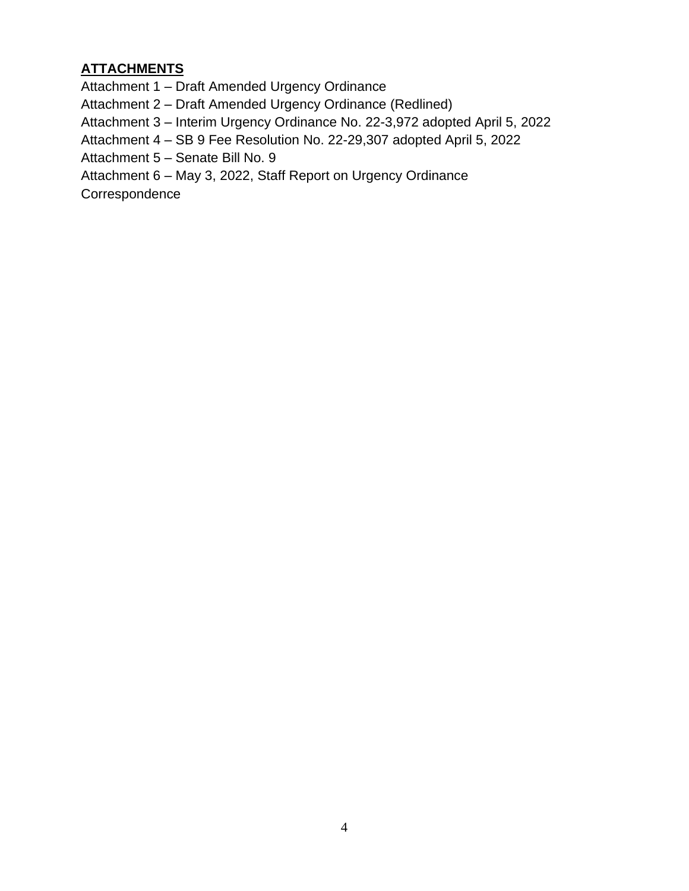**ATTACHMENTS**

Attachment 1 – Draft Amended Urgency Ordinance
Attachment 2 – Draft Amended Urgency Ordinance (Redlined)
Attachment 3 – Interim Urgency Ordinance No. 22-3,972 adopted April 5, 2022
Attachment 4 – SB 9 Fee Resolution No. 22-29,307 adopted April 5, 2022
Attachment 5 – Senate Bill No. 9
Attachment 6 – May 3, 2022, Staff Report on Urgency Ordinance
Correspondence